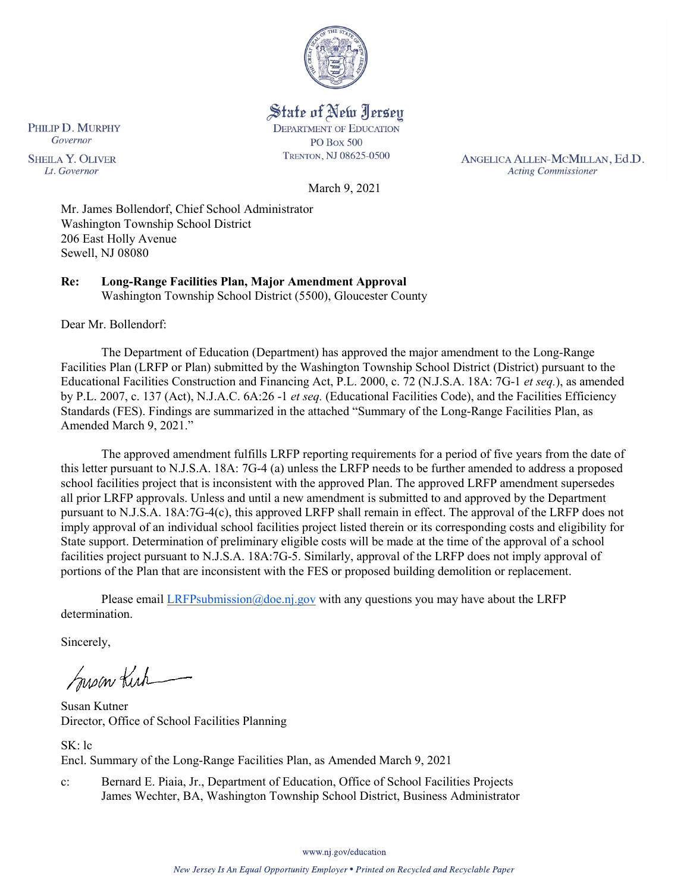State of New Jersey
DEPARTMENT OF EDUCATION
PO BOX 500
TRENTON, NJ 08625-0500

PHILIP D. MURPHY
*Governor*

SHEILA Y. OLIVER
*Lt. Governor*

ANGELICA ALLEN-MCMILLAN, Ed.D.
*Acting Commissioner*

March 9, 2021

Mr. James Bollendorf, Chief School Administrator
Washington Township School District
206 East Holly Avenue
Sewell, NJ 08080

**Re: Long-Range Facilities Plan, Major Amendment Approval**
Washington Township School District (5500), Gloucester County

Dear Mr. Bollendorf:

The Department of Education (Department) has approved the major amendment to the Long-Range Facilities Plan (LRFP or Plan) submitted by the Washington Township School District (District) pursuant to the Educational Facilities Construction and Financing Act, P.L. 2000, c. 72 (N.J.S.A. 18A: 7G-1 *et seq.*), as amended by P.L. 2007, c. 137 (Act), N.J.A.C. 6A:26 -1 *et seq.* (Educational Facilities Code), and the Facilities Efficiency Standards (FES). Findings are summarized in the attached "Summary of the Long-Range Facilities Plan, as Amended March 9, 2021."

The approved amendment fulfills LRFP reporting requirements for a period of five years from the date of this letter pursuant to N.J.S.A. 18A: 7G-4 (a) unless the LRFP needs to be further amended to address a proposed school facilities project that is inconsistent with the approved Plan. The approved LRFP amendment supersedes all prior LRFP approvals. Unless and until a new amendment is submitted to and approved by the Department pursuant to N.J.S.A. 18A:7G-4(c), this approved LRFP shall remain in effect. The approval of the LRFP does not imply approval of an individual school facilities project listed therein or its corresponding costs and eligibility for State support. Determination of preliminary eligible costs will be made at the time of the approval of a school facilities project pursuant to N.J.S.A. 18A:7G-5. Similarly, approval of the LRFP does not imply approval of portions of the Plan that are inconsistent with the FES or proposed building demolition or replacement.

Please email LRFPsubmission@doe.nj.gov with any questions you may have about the LRFP determination.

Sincerely,

Susan Kutner
Director, Office of School Facilities Planning

SK: lc
Encl. Summary of the Long-Range Facilities Plan, as Amended March 9, 2021

c: Bernard E. Piaia, Jr., Department of Education, Office of School Facilities Projects
James Wechter, BA, Washington Township School District, Business Administrator

www.nj.gov/education

*New Jersey Is An Equal Opportunity Employer • Printed on Recycled and Recyclable Paper*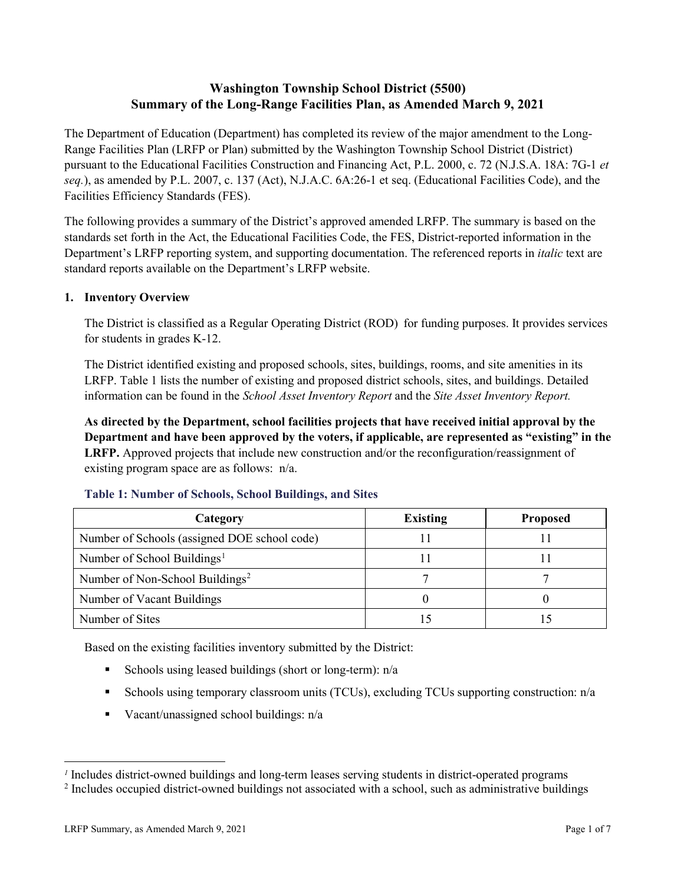**Washington Township School District (5500)**
**Summary of the Long-Range Facilities Plan, as Amended March 9, 2021**

The Department of Education (Department) has completed its review of the major amendment to the Long-Range Facilities Plan (LRFP or Plan) submitted by the Washington Township School District (District) pursuant to the Educational Facilities Construction and Financing Act, P.L. 2000, c. 72 (N.J.S.A. 18A: 7G-1 *et seq.*), as amended by P.L. 2007, c. 137 (Act), N.J.A.C. 6A:26-1 et seq. (Educational Facilities Code), and the Facilities Efficiency Standards (FES).

The following provides a summary of the District's approved amended LRFP. The summary is based on the standards set forth in the Act, the Educational Facilities Code, the FES, District-reported information in the Department's LRFP reporting system, and supporting documentation. The referenced reports in *italic* text are standard reports available on the Department's LRFP website.

## 1. Inventory Overview

The District is classified as a Regular Operating District (ROD) for funding purposes. It provides services for students in grades K-12.

The District identified existing and proposed schools, sites, buildings, rooms, and site amenities in its LRFP. Table 1 lists the number of existing and proposed district schools, sites, and buildings. Detailed information can be found in the *School Asset Inventory Report* and the *Site Asset Inventory Report.*

**As directed by the Department, school facilities projects that have received initial approval by the Department and have been approved by the voters, if applicable, are represented as "existing" in the LRFP.** Approved projects that include new construction and/or the reconfiguration/reassignment of existing program space are as follows: n/a.

**Table 1: Number of Schools, School Buildings, and Sites**

| Category | Existing | Proposed |
|---|---|---|
| Number of Schools (assigned DOE school code) | 11 | 11 |
| Number of School Buildings[1] | 11 | 11 |
| Number of Non-School Buildings[2] | 7 | 7 |
| Number of Vacant Buildings | 0 | 0 |
| Number of Sites | 15 | 15 |

Based on the existing facilities inventory submitted by the District:

- Schools using leased buildings (short or long-term): n/a
- Schools using temporary classroom units (TCUs), excluding TCUs supporting construction: n/a
- Vacant/unassigned school buildings: n/a

[1] Includes district-owned buildings and long-term leases serving students in district-operated programs
[2] Includes occupied district-owned buildings not associated with a school, such as administrative buildings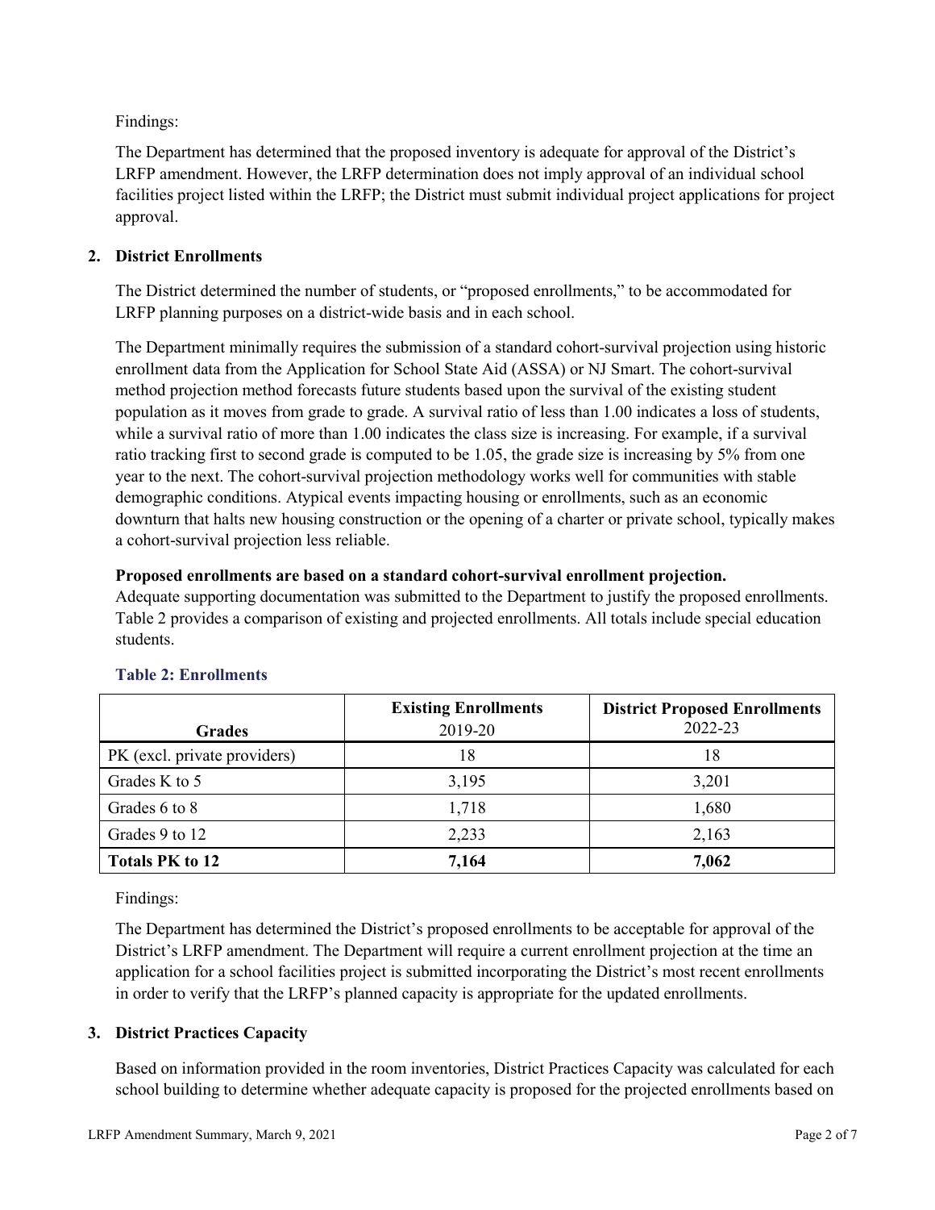Findings:

The Department has determined that the proposed inventory is adequate for approval of the District's LRFP amendment. However, the LRFP determination does not imply approval of an individual school facilities project listed within the LRFP; the District must submit individual project applications for project approval.

## 2. District Enrollments

The District determined the number of students, or "proposed enrollments," to be accommodated for LRFP planning purposes on a district-wide basis and in each school.

The Department minimally requires the submission of a standard cohort-survival projection using historic enrollment data from the Application for School State Aid (ASSA) or NJ Smart. The cohort-survival method projection method forecasts future students based upon the survival of the existing student population as it moves from grade to grade. A survival ratio of less than 1.00 indicates a loss of students, while a survival ratio of more than 1.00 indicates the class size is increasing. For example, if a survival ratio tracking first to second grade is computed to be 1.05, the grade size is increasing by 5% from one year to the next. The cohort-survival projection methodology works well for communities with stable demographic conditions. Atypical events impacting housing or enrollments, such as an economic downturn that halts new housing construction or the opening of a charter or private school, typically makes a cohort-survival projection less reliable.

**Proposed enrollments are based on a standard cohort-survival enrollment projection.**
Adequate supporting documentation was submitted to the Department to justify the proposed enrollments. Table 2 provides a comparison of existing and projected enrollments. All totals include special education students.

### Table 2: Enrollments

| Grades | Existing Enrollments 2019-20 | District Proposed Enrollments 2022-23 |
|---|---|---|
| PK (excl. private providers) | 18 | 18 |
| Grades K to 5 | 3,195 | 3,201 |
| Grades 6 to 8 | 1,718 | 1,680 |
| Grades 9 to 12 | 2,233 | 2,163 |
| **Totals PK to 12** | **7,164** | **7,062** |

Findings:

The Department has determined the District's proposed enrollments to be acceptable for approval of the District's LRFP amendment. The Department will require a current enrollment projection at the time an application for a school facilities project is submitted incorporating the District's most recent enrollments in order to verify that the LRFP's planned capacity is appropriate for the updated enrollments.

## 3. District Practices Capacity

Based on information provided in the room inventories, District Practices Capacity was calculated for each school building to determine whether adequate capacity is proposed for the projected enrollments based on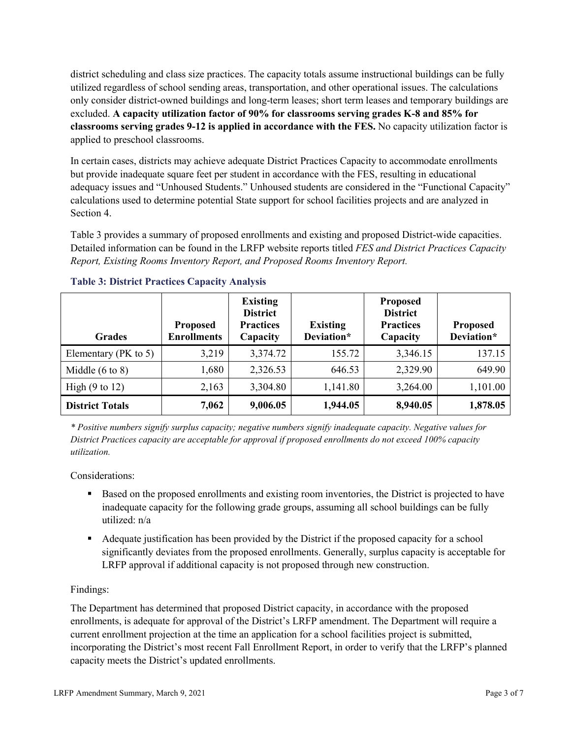district scheduling and class size practices. The capacity totals assume instructional buildings can be fully utilized regardless of school sending areas, transportation, and other operational issues. The calculations only consider district-owned buildings and long-term leases; short term leases and temporary buildings are excluded. **A capacity utilization factor of 90% for classrooms serving grades K-8 and 85% for classrooms serving grades 9-12 is applied in accordance with the FES.** No capacity utilization factor is applied to preschool classrooms.

In certain cases, districts may achieve adequate District Practices Capacity to accommodate enrollments but provide inadequate square feet per student in accordance with the FES, resulting in educational adequacy issues and "Unhoused Students." Unhoused students are considered in the "Functional Capacity" calculations used to determine potential State support for school facilities projects and are analyzed in Section 4.

Table 3 provides a summary of proposed enrollments and existing and proposed District-wide capacities. Detailed information can be found in the LRFP website reports titled *FES and District Practices Capacity Report, Existing Rooms Inventory Report, and Proposed Rooms Inventory Report.*

### Table 3: District Practices Capacity Analysis

| Grades | Proposed Enrollments | Existing District Practices Capacity | Existing Deviation* | Proposed District Practices Capacity | Proposed Deviation* |
|---|---|---|---|---|---|
| Elementary (PK to 5) | 3,219 | 3,374.72 | 155.72 | 3,346.15 | 137.15 |
| Middle (6 to 8) | 1,680 | 2,326.53 | 646.53 | 2,329.90 | 649.90 |
| High (9 to 12) | 2,163 | 3,304.80 | 1,141.80 | 3,264.00 | 1,101.00 |
| **District Totals** | **7,062** | **9,006.05** | **1,944.05** | **8,940.05** | **1,878.05** |

*\* Positive numbers signify surplus capacity; negative numbers signify inadequate capacity. Negative values for District Practices capacity are acceptable for approval if proposed enrollments do not exceed 100% capacity utilization.*

Considerations:

- Based on the proposed enrollments and existing room inventories, the District is projected to have inadequate capacity for the following grade groups, assuming all school buildings can be fully utilized: n/a
- Adequate justification has been provided by the District if the proposed capacity for a school significantly deviates from the proposed enrollments. Generally, surplus capacity is acceptable for LRFP approval if additional capacity is not proposed through new construction.

Findings:

The Department has determined that proposed District capacity, in accordance with the proposed enrollments, is adequate for approval of the District's LRFP amendment. The Department will require a current enrollment projection at the time an application for a school facilities project is submitted, incorporating the District's most recent Fall Enrollment Report, in order to verify that the LRFP's planned capacity meets the District's updated enrollments.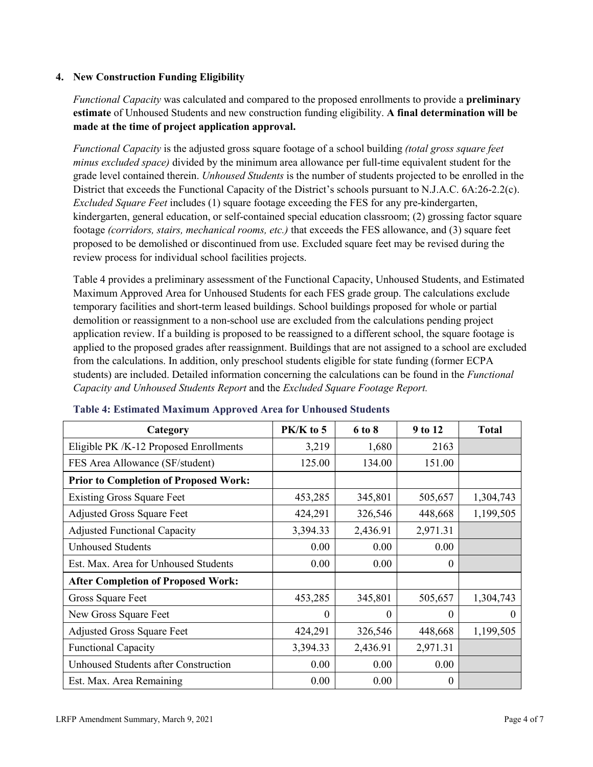## 4. New Construction Funding Eligibility

*Functional Capacity* was calculated and compared to the proposed enrollments to provide a **preliminary estimate** of Unhoused Students and new construction funding eligibility. **A final determination will be made at the time of project application approval.**

*Functional Capacity* is the adjusted gross square footage of a school building *(total gross square feet minus excluded space)* divided by the minimum area allowance per full-time equivalent student for the grade level contained therein. *Unhoused Students* is the number of students projected to be enrolled in the District that exceeds the Functional Capacity of the District's schools pursuant to N.J.A.C. 6A:26-2.2(c). *Excluded Square Feet* includes (1) square footage exceeding the FES for any pre-kindergarten, kindergarten, general education, or self-contained special education classroom; (2) grossing factor square footage *(corridors, stairs, mechanical rooms, etc.)* that exceeds the FES allowance, and (3) square feet proposed to be demolished or discontinued from use. Excluded square feet may be revised during the review process for individual school facilities projects.

Table 4 provides a preliminary assessment of the Functional Capacity, Unhoused Students, and Estimated Maximum Approved Area for Unhoused Students for each FES grade group. The calculations exclude temporary facilities and short-term leased buildings. School buildings proposed for whole or partial demolition or reassignment to a non-school use are excluded from the calculations pending project application review. If a building is proposed to be reassigned to a different school, the square footage is applied to the proposed grades after reassignment. Buildings that are not assigned to a school are excluded from the calculations. In addition, only preschool students eligible for state funding (former ECPA students) are included. Detailed information concerning the calculations can be found in the *Functional Capacity and Unhoused Students Report* and the *Excluded Square Footage Report.*

**Table 4: Estimated Maximum Approved Area for Unhoused Students**

| Category | PK/K to 5 | 6 to 8 | 9 to 12 | Total |
|---|---|---|---|---|
| Eligible PK /K-12 Proposed Enrollments | 3,219 | 1,680 | 2163 | |
| FES Area Allowance (SF/student) | 125.00 | 134.00 | 151.00 | |
| **Prior to Completion of Proposed Work:** | | | | |
| Existing Gross Square Feet | 453,285 | 345,801 | 505,657 | 1,304,743 |
| Adjusted Gross Square Feet | 424,291 | 326,546 | 448,668 | 1,199,505 |
| Adjusted Functional Capacity | 3,394.33 | 2,436.91 | 2,971.31 | |
| Unhoused Students | 0.00 | 0.00 | 0.00 | |
| Est. Max. Area for Unhoused Students | 0.00 | 0.00 | 0 | |
| **After Completion of Proposed Work:** | | | | |
| Gross Square Feet | 453,285 | 345,801 | 505,657 | 1,304,743 |
| New Gross Square Feet | 0 | 0 | 0 | 0 |
| Adjusted Gross Square Feet | 424,291 | 326,546 | 448,668 | 1,199,505 |
| Functional Capacity | 3,394.33 | 2,436.91 | 2,971.31 | |
| Unhoused Students after Construction | 0.00 | 0.00 | 0.00 | |
| Est. Max. Area Remaining | 0.00 | 0.00 | 0 | |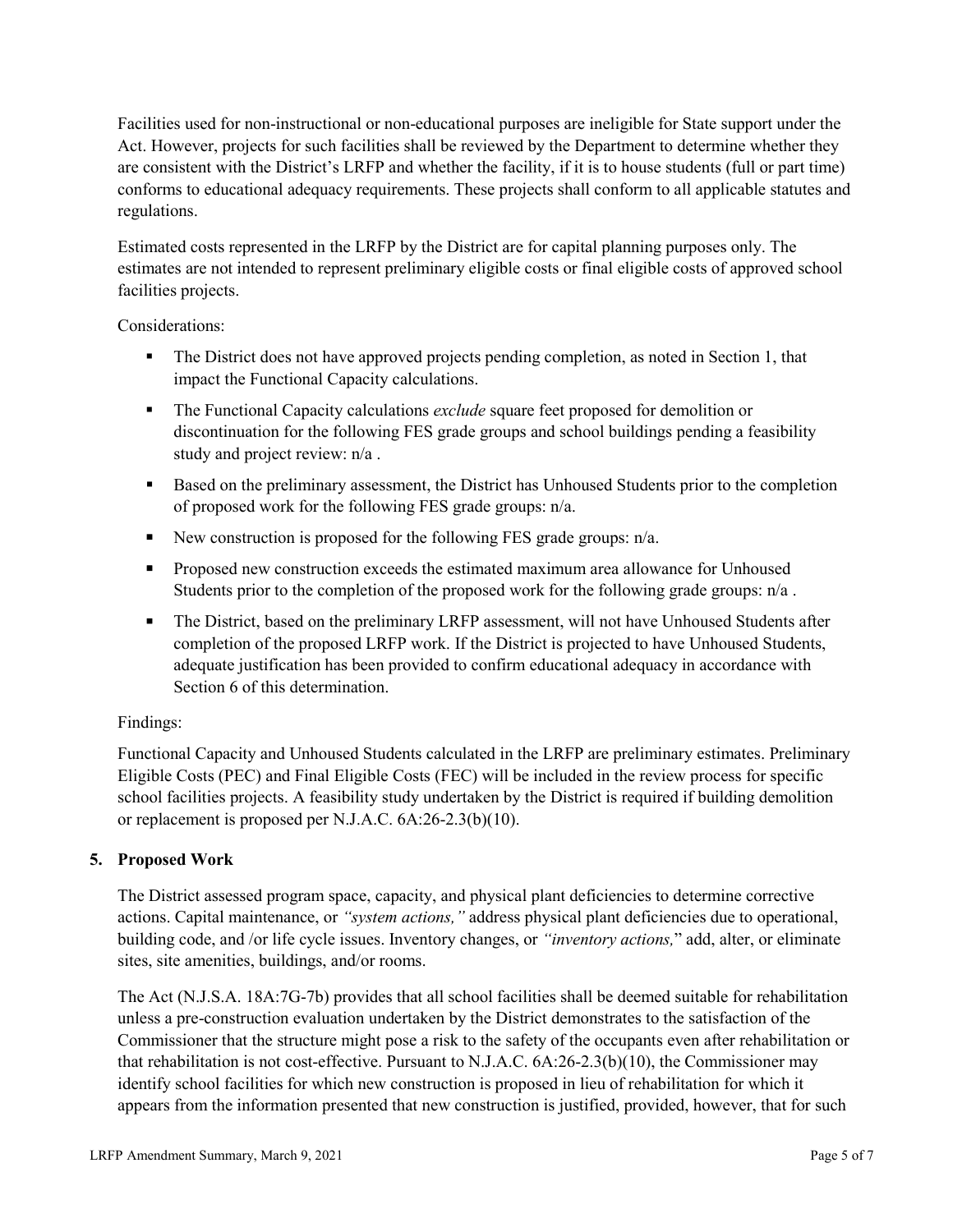Facilities used for non-instructional or non-educational purposes are ineligible for State support under the Act. However, projects for such facilities shall be reviewed by the Department to determine whether they are consistent with the District's LRFP and whether the facility, if it is to house students (full or part time) conforms to educational adequacy requirements. These projects shall conform to all applicable statutes and regulations.

Estimated costs represented in the LRFP by the District are for capital planning purposes only. The estimates are not intended to represent preliminary eligible costs or final eligible costs of approved school facilities projects.

Considerations:

- The District does not have approved projects pending completion, as noted in Section 1, that impact the Functional Capacity calculations.
- The Functional Capacity calculations *exclude* square feet proposed for demolition or discontinuation for the following FES grade groups and school buildings pending a feasibility study and project review: n/a .
- Based on the preliminary assessment, the District has Unhoused Students prior to the completion of proposed work for the following FES grade groups: n/a.
- New construction is proposed for the following FES grade groups: n/a.
- Proposed new construction exceeds the estimated maximum area allowance for Unhoused Students prior to the completion of the proposed work for the following grade groups: n/a .
- The District, based on the preliminary LRFP assessment, will not have Unhoused Students after completion of the proposed LRFP work. If the District is projected to have Unhoused Students, adequate justification has been provided to confirm educational adequacy in accordance with Section 6 of this determination.

Findings:

Functional Capacity and Unhoused Students calculated in the LRFP are preliminary estimates. Preliminary Eligible Costs (PEC) and Final Eligible Costs (FEC) will be included in the review process for specific school facilities projects. A feasibility study undertaken by the District is required if building demolition or replacement is proposed per N.J.A.C. 6A:26-2.3(b)(10).

## 5. Proposed Work

The District assessed program space, capacity, and physical plant deficiencies to determine corrective actions. Capital maintenance, or *"system actions,"* address physical plant deficiencies due to operational, building code, and /or life cycle issues. Inventory changes, or *"inventory actions,"* add, alter, or eliminate sites, site amenities, buildings, and/or rooms.

The Act (N.J.S.A. 18A:7G-7b) provides that all school facilities shall be deemed suitable for rehabilitation unless a pre-construction evaluation undertaken by the District demonstrates to the satisfaction of the Commissioner that the structure might pose a risk to the safety of the occupants even after rehabilitation or that rehabilitation is not cost-effective. Pursuant to N.J.A.C. 6A:26-2.3(b)(10), the Commissioner may identify school facilities for which new construction is proposed in lieu of rehabilitation for which it appears from the information presented that new construction is justified, provided, however, that for such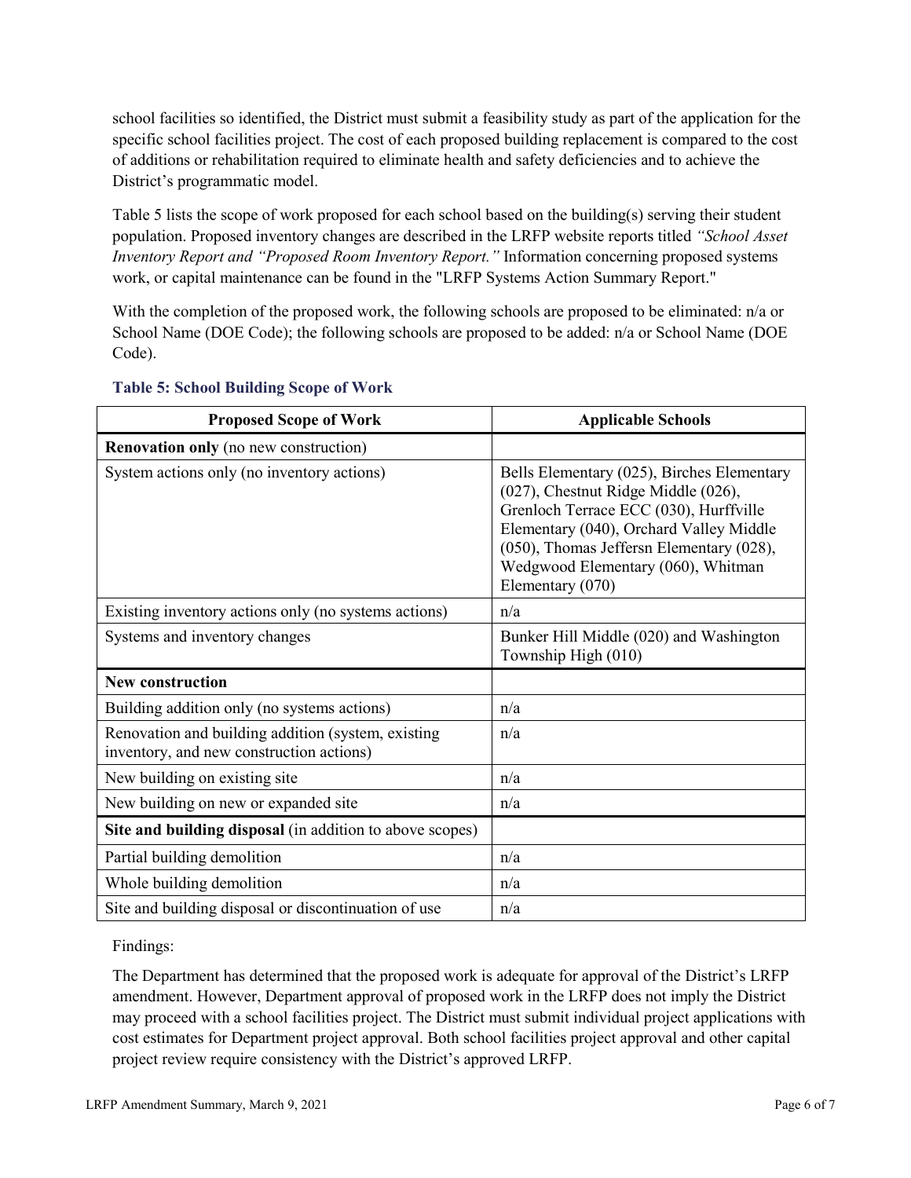school facilities so identified, the District must submit a feasibility study as part of the application for the specific school facilities project. The cost of each proposed building replacement is compared to the cost of additions or rehabilitation required to eliminate health and safety deficiencies and to achieve the District's programmatic model.

Table 5 lists the scope of work proposed for each school based on the building(s) serving their student population. Proposed inventory changes are described in the LRFP website reports titled *"School Asset Inventory Report and "Proposed Room Inventory Report."* Information concerning proposed systems work, or capital maintenance can be found in the "LRFP Systems Action Summary Report."

With the completion of the proposed work, the following schools are proposed to be eliminated: n/a or School Name (DOE Code); the following schools are proposed to be added: n/a or School Name (DOE Code).

### Table 5: School Building Scope of Work

| Proposed Scope of Work | Applicable Schools |
|---|---|
| **Renovation only** (no new construction) | |
| System actions only (no inventory actions) | Bells Elementary (025), Birches Elementary (027), Chestnut Ridge Middle (026), Grenloch Terrace ECC (030), Hurffville Elementary (040), Orchard Valley Middle (050), Thomas Jeffersn Elementary (028), Wedgwood Elementary (060), Whitman Elementary (070) |
| Existing inventory actions only (no systems actions) | n/a |
| Systems and inventory changes | Bunker Hill Middle (020) and Washington Township High (010) |
| **New construction** | |
| Building addition only (no systems actions) | n/a |
| Renovation and building addition (system, existing inventory, and new construction actions) | n/a |
| New building on existing site | n/a |
| New building on new or expanded site | n/a |
| **Site and building disposal** (in addition to above scopes) | |
| Partial building demolition | n/a |
| Whole building demolition | n/a |
| Site and building disposal or discontinuation of use | n/a |

Findings:

The Department has determined that the proposed work is adequate for approval of the District's LRFP amendment. However, Department approval of proposed work in the LRFP does not imply the District may proceed with a school facilities project. The District must submit individual project applications with cost estimates for Department project approval. Both school facilities project approval and other capital project review require consistency with the District's approved LRFP.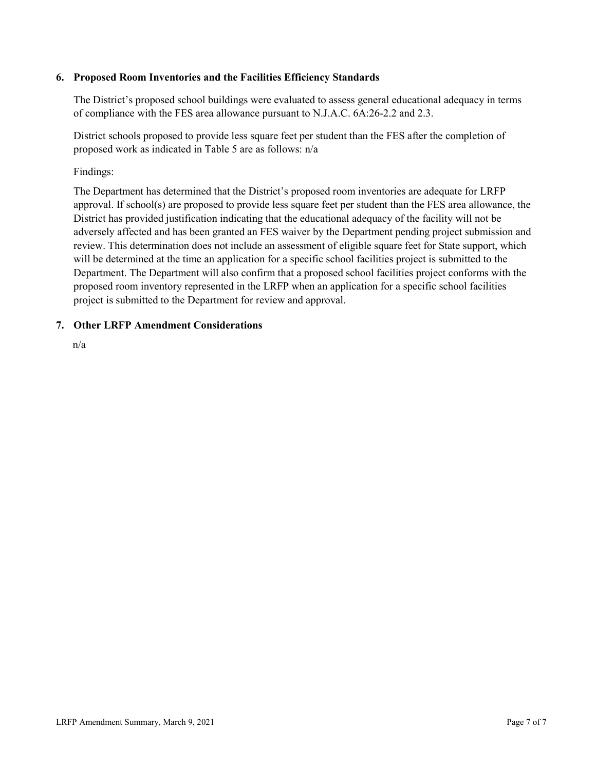### 6. Proposed Room Inventories and the Facilities Efficiency Standards

The District's proposed school buildings were evaluated to assess general educational adequacy in terms of compliance with the FES area allowance pursuant to N.J.A.C. 6A:26-2.2 and 2.3.

District schools proposed to provide less square feet per student than the FES after the completion of proposed work as indicated in Table 5 are as follows: n/a

Findings:

The Department has determined that the District's proposed room inventories are adequate for LRFP approval. If school(s) are proposed to provide less square feet per student than the FES area allowance, the District has provided justification indicating that the educational adequacy of the facility will not be adversely affected and has been granted an FES waiver by the Department pending project submission and review. This determination does not include an assessment of eligible square feet for State support, which will be determined at the time an application for a specific school facilities project is submitted to the Department. The Department will also confirm that a proposed school facilities project conforms with the proposed room inventory represented in the LRFP when an application for a specific school facilities project is submitted to the Department for review and approval.

### 7. Other LRFP Amendment Considerations

n/a